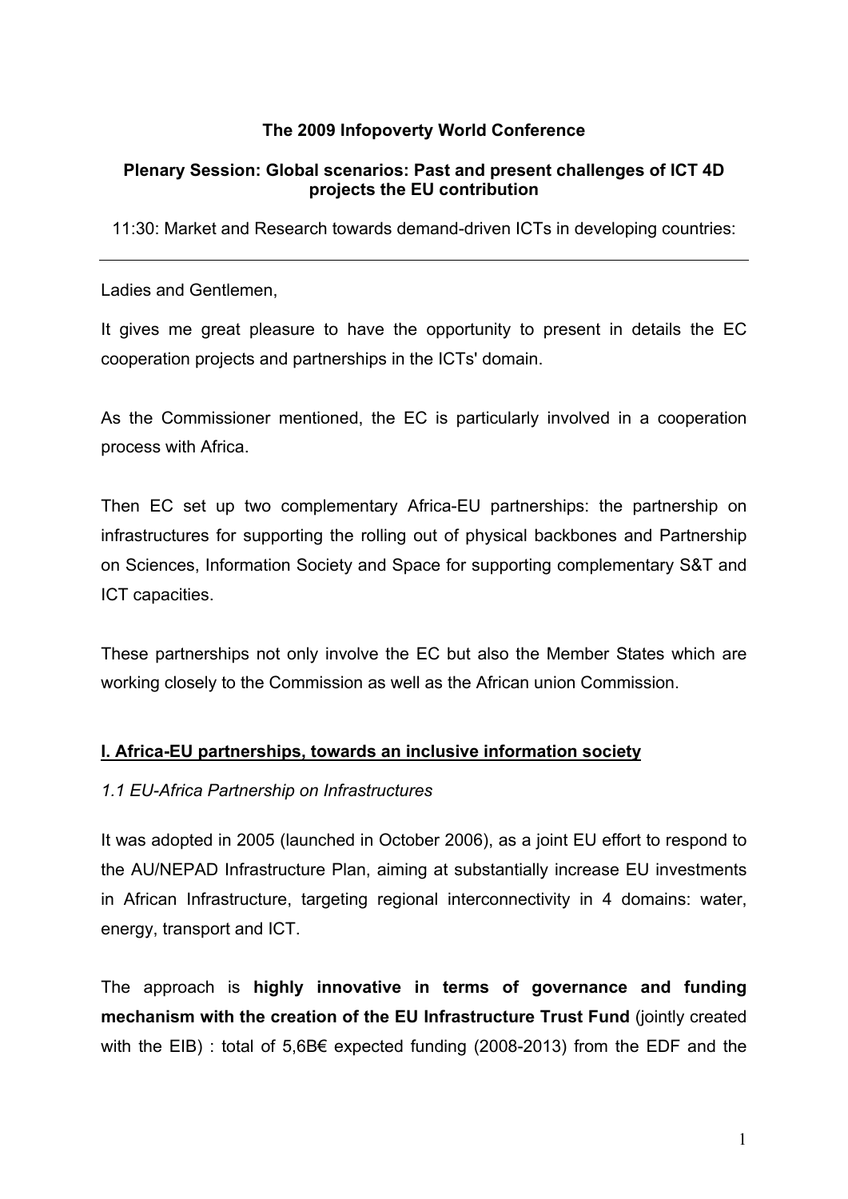**The 2009 Infopoverty World Conference**

**Plenary Session: Global scenarios: Past and present challenges of ICT 4D projects the EU contribution**

11:30: Market and Research towards demand-driven ICTs in developing countries:

---

Ladies and Gentlemen,

It gives me great pleasure to have the opportunity to present in details the EC cooperation projects and partnerships in the ICTs' domain.

As the Commissioner mentioned, the EC is particularly involved in a cooperation process with Africa.

Then EC set up two complementary Africa-EU partnerships: the partnership on infrastructures for supporting the rolling out of physical backbones and Partnership on Sciences, Information Society and Space for supporting complementary S&T and ICT capacities.

These partnerships not only involve the EC but also the Member States which are working closely to the Commission as well as the African union Commission.

## I. Africa-EU partnerships, towards an inclusive information society

### *1.1 EU-Africa Partnership on Infrastructures*

It was adopted in 2005 (launched in October 2006), as a joint EU effort to respond to the AU/NEPAD Infrastructure Plan, aiming at substantially increase EU investments in African Infrastructure, targeting regional interconnectivity in 4 domains: water, energy, transport and ICT.

The approach is **highly innovative in terms of governance and funding mechanism with the creation of the EU Infrastructure Trust Fund** (jointly created with the EIB) : total of 5,6B€ expected funding (2008-2013) from the EDF and the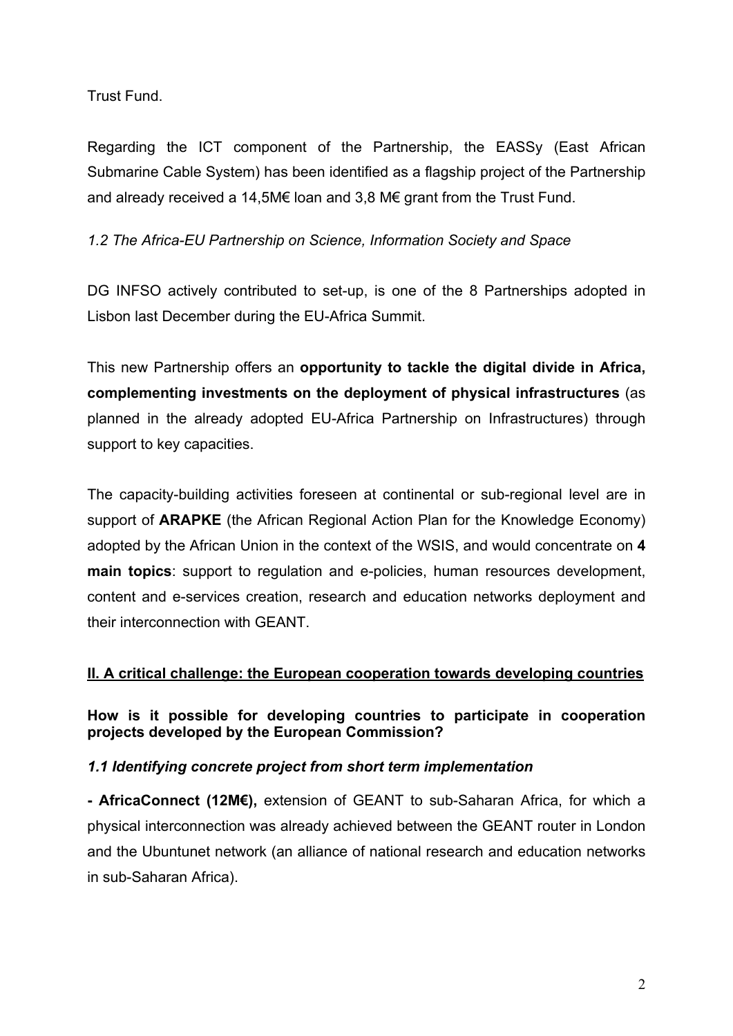Trust Fund.

Regarding the ICT component of the Partnership, the EASSy (East African Submarine Cable System) has been identified as a flagship project of the Partnership and already received a 14,5M€ loan and 3,8 M€ grant from the Trust Fund.

*1.2 The Africa-EU Partnership on Science, Information Society and Space*

DG INFSO actively contributed to set-up, is one of the 8 Partnerships adopted in Lisbon last December during the EU-Africa Summit.

This new Partnership offers an **opportunity to tackle the digital divide in Africa, complementing investments on the deployment of physical infrastructures** (as planned in the already adopted EU-Africa Partnership on Infrastructures) through support to key capacities.

The capacity-building activities foreseen at continental or sub-regional level are in support of **ARAPKE** (the African Regional Action Plan for the Knowledge Economy) adopted by the African Union in the context of the WSIS, and would concentrate on **4 main topics**: support to regulation and e-policies, human resources development, content and e-services creation, research and education networks deployment and their interconnection with GEANT.

## <u>II. A critical challenge: the European cooperation towards developing countries</u>

**How is it possible for developing countries to participate in cooperation projects developed by the European Commission?**

***1.1 Identifying concrete project from short term implementation***

**- AfricaConnect (12M€),** extension of GEANT to sub-Saharan Africa, for which a physical interconnection was already achieved between the GEANT router in London and the Ubuntunet network (an alliance of national research and education networks in sub-Saharan Africa).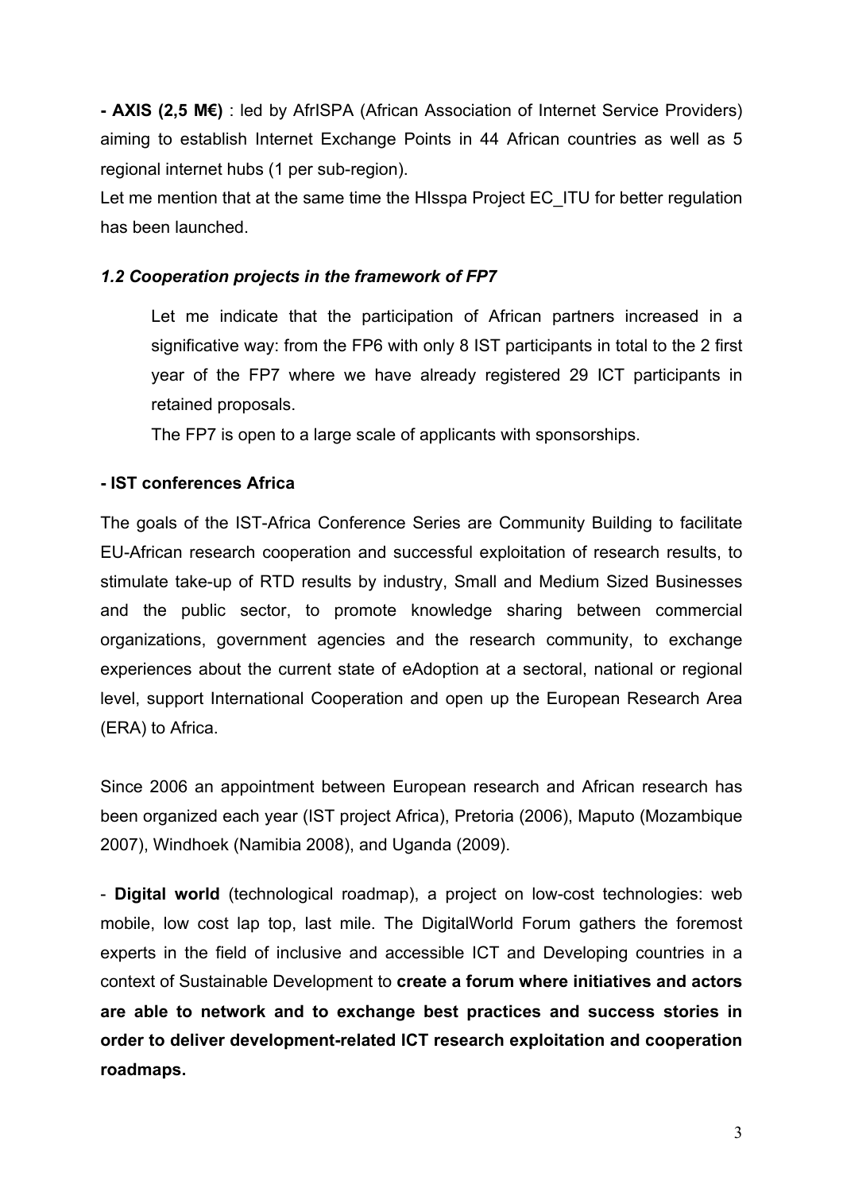**- AXIS (2,5 M€)** : led by AfrISPA (African Association of Internet Service Providers) aiming to establish Internet Exchange Points in 44 African countries as well as 5 regional internet hubs (1 per sub-region).

Let me mention that at the same time the HIsspa Project EC_ITU for better regulation has been launched.

### *1.2 Cooperation projects in the framework of FP7*

Let me indicate that the participation of African partners increased in a significative way: from the FP6 with only 8 IST participants in total to the 2 first year of the FP7 where we have already registered 29 ICT participants in retained proposals.

The FP7 is open to a large scale of applicants with sponsorships.

**- IST conferences Africa**

The goals of the IST-Africa Conference Series are Community Building to facilitate EU-African research cooperation and successful exploitation of research results, to stimulate take-up of RTD results by industry, Small and Medium Sized Businesses and the public sector, to promote knowledge sharing between commercial organizations, government agencies and the research community, to exchange experiences about the current state of eAdoption at a sectoral, national or regional level, support International Cooperation and open up the European Research Area (ERA) to Africa.

Since 2006 an appointment between European research and African research has been organized each year (IST project Africa), Pretoria (2006), Maputo (Mozambique 2007), Windhoek (Namibia 2008), and Uganda (2009).

- **Digital world** (technological roadmap), a project on low-cost technologies: web mobile, low cost lap top, last mile. The DigitalWorld Forum gathers the foremost experts in the field of inclusive and accessible ICT and Developing countries in a context of Sustainable Development to **create a forum where initiatives and actors are able to network and to exchange best practices and success stories in order to deliver development-related ICT research exploitation and cooperation roadmaps.**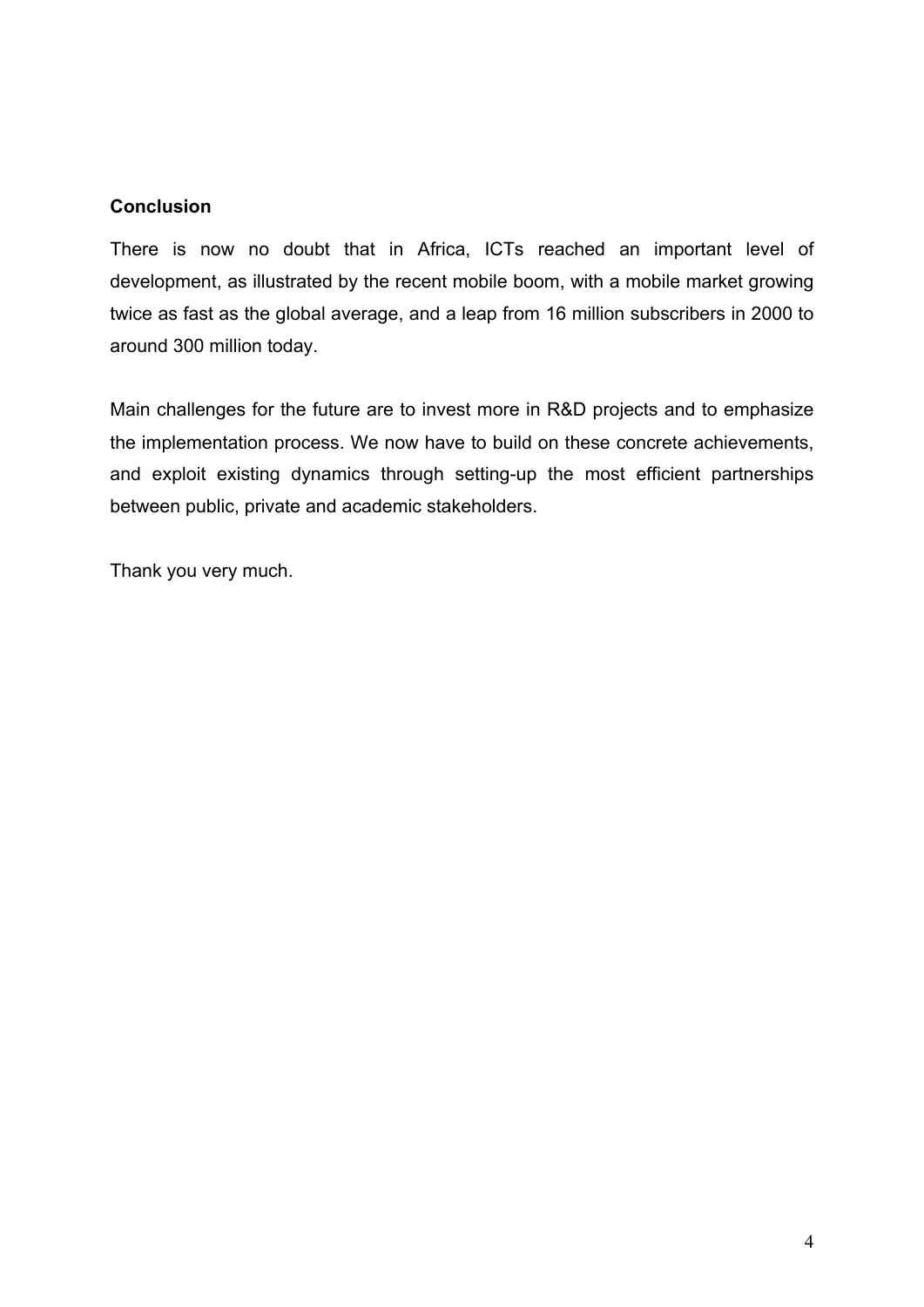## Conclusion

There is now no doubt that in Africa, ICTs reached an important level of development, as illustrated by the recent mobile boom, with a mobile market growing twice as fast as the global average, and a leap from 16 million subscribers in 2000 to around 300 million today.

Main challenges for the future are to invest more in R&D projects and to emphasize the implementation process. We now have to build on these concrete achievements, and exploit existing dynamics through setting-up the most efficient partnerships between public, private and academic stakeholders.

Thank you very much.